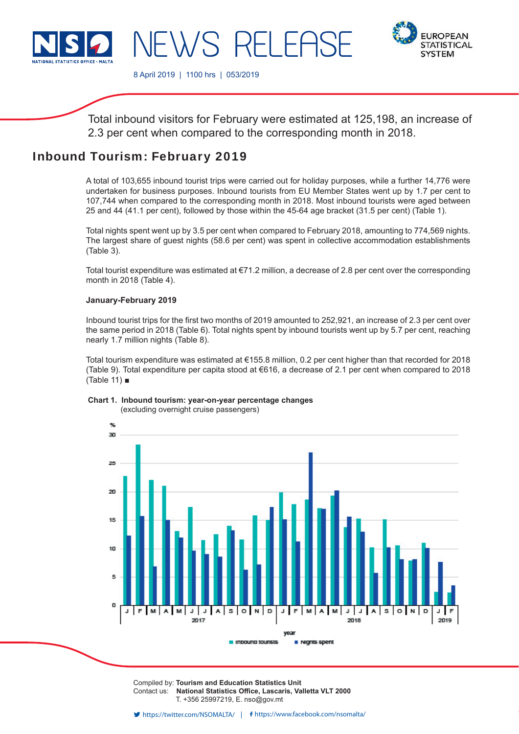NSO NATIONAL STATISTICS OFFICE · MALTA

# NEWS RELEASE

EUROPEAN STATISTICAL SYSTEM

8 April 2019 | 1100 hrs | 053/2019

Total inbound visitors for February were estimated at 125,198, an increase of 2.3 per cent when compared to the corresponding month in 2018.

## Inbound Tourism: February 2019

A total of 103,655 inbound tourist trips were carried out for holiday purposes, while a further 14,776 were undertaken for business purposes. Inbound tourists from EU Member States went up by 1.7 per cent to 107,744 when compared to the corresponding month in 2018. Most inbound tourists were aged between 25 and 44 (41.1 per cent), followed by those within the 45-64 age bracket (31.5 per cent) (Table 1).

Total nights spent went up by 3.5 per cent when compared to February 2018, amounting to 774,569 nights. The largest share of guest nights (58.6 per cent) was spent in collective accommodation establishments (Table 3).

Total tourist expenditure was estimated at €71.2 million, a decrease of 2.8 per cent over the corresponding month in 2018 (Table 4).

**January-February 2019**

Inbound tourist trips for the first two months of 2019 amounted to 252,921, an increase of 2.3 per cent over the same period in 2018 (Table 6). Total nights spent by inbound tourists went up by 5.7 per cent, reaching nearly 1.7 million nights (Table 8).

Total tourism expenditure was estimated at €155.8 million, 0.2 per cent higher than that recorded for 2018 (Table 9). Total expenditure per capita stood at €616, a decrease of 2.1 per cent when compared to 2018 (Table 11) ■

**Chart 1. Inbound tourism: year-on-year percentage changes**
(excluding overnight cruise passengers)

Compiled by: **Tourism and Education Statistics Unit**
Contact us: **National Statistics Office, Lascaris, Valletta VLT 2000**
T. +356 25997219, E. nso@gov.mt

https://twitter.com/NSOMALTA/ | https://www.facebook.com/nsomalta/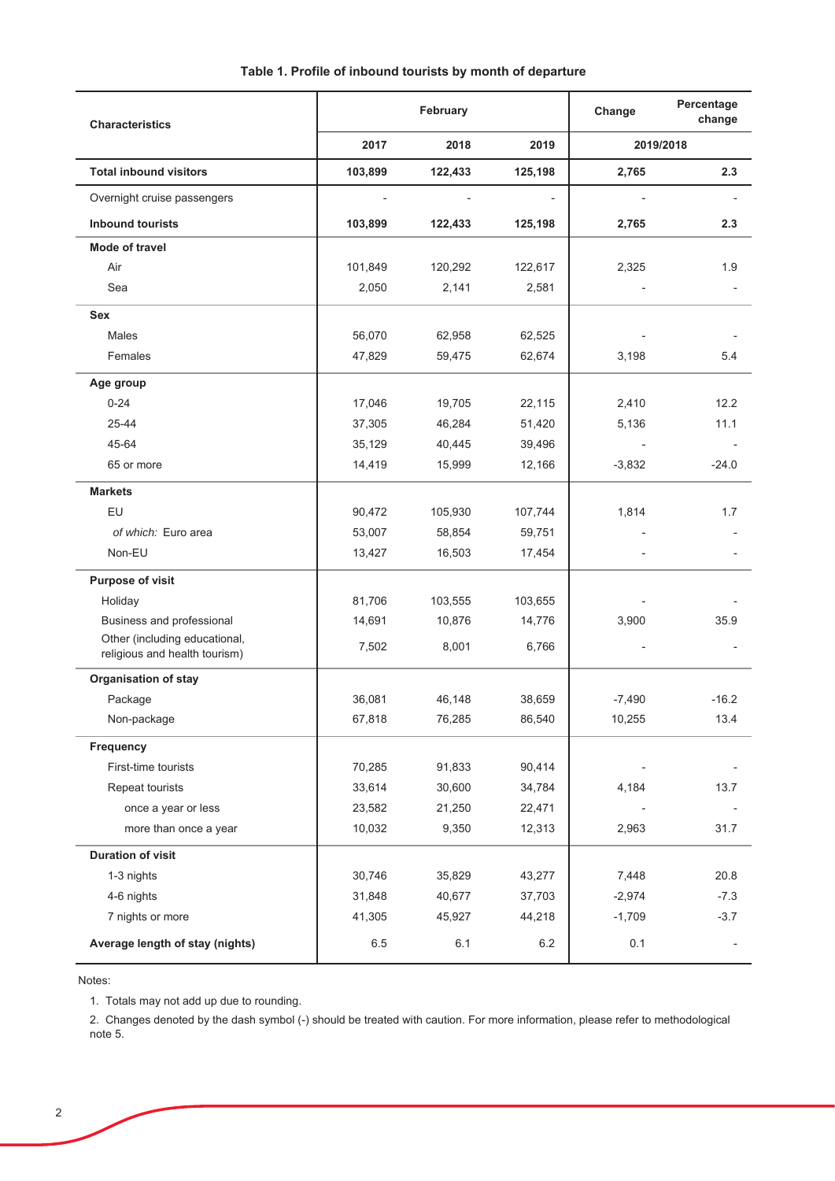**Table 1. Profile of inbound tourists by month of departure**

| Characteristics | February | | | Change | Percentage change |
|---|---|---|---|---|---|
| | 2017 | 2018 | 2019 | 2019/2018 | |
| **Total inbound visitors** | **103,899** | **122,433** | **125,198** | **2,765** | **2.3** |
| Overnight cruise passengers | - | - | - | - | - |
| **Inbound tourists** | **103,899** | **122,433** | **125,198** | **2,765** | **2.3** |
| **Mode of travel** | | | | | |
| Air | 101,849 | 120,292 | 122,617 | 2,325 | 1.9 |
| Sea | 2,050 | 2,141 | 2,581 | - | - |
| **Sex** | | | | | |
| Males | 56,070 | 62,958 | 62,525 | - | - |
| Females | 47,829 | 59,475 | 62,674 | 3,198 | 5.4 |
| **Age group** | | | | | |
| 0-24 | 17,046 | 19,705 | 22,115 | 2,410 | 12.2 |
| 25-44 | 37,305 | 46,284 | 51,420 | 5,136 | 11.1 |
| 45-64 | 35,129 | 40,445 | 39,496 | - | - |
| 65 or more | 14,419 | 15,999 | 12,166 | -3,832 | -24.0 |
| **Markets** | | | | | |
| EU | 90,472 | 105,930 | 107,744 | 1,814 | 1.7 |
| *of which:* Euro area | 53,007 | 58,854 | 59,751 | - | - |
| Non-EU | 13,427 | 16,503 | 17,454 | - | - |
| **Purpose of visit** | | | | | |
| Holiday | 81,706 | 103,555 | 103,655 | - | - |
| Business and professional | 14,691 | 10,876 | 14,776 | 3,900 | 35.9 |
| Other (including educational, religious and health tourism) | 7,502 | 8,001 | 6,766 | - | - |
| **Organisation of stay** | | | | | |
| Package | 36,081 | 46,148 | 38,659 | -7,490 | -16.2 |
| Non-package | 67,818 | 76,285 | 86,540 | 10,255 | 13.4 |
| **Frequency** | | | | | |
| First-time tourists | 70,285 | 91,833 | 90,414 | - | - |
| Repeat tourists | 33,614 | 30,600 | 34,784 | 4,184 | 13.7 |
| once a year or less | 23,582 | 21,250 | 22,471 | - | - |
| more than once a year | 10,032 | 9,350 | 12,313 | 2,963 | 31.7 |
| **Duration of visit** | | | | | |
| 1-3 nights | 30,746 | 35,829 | 43,277 | 7,448 | 20.8 |
| 4-6 nights | 31,848 | 40,677 | 37,703 | -2,974 | -7.3 |
| 7 nights or more | 41,305 | 45,927 | 44,218 | -1,709 | -3.7 |
| **Average length of stay (nights)** | 6.5 | 6.1 | 6.2 | 0.1 | - |

Notes:

1. Totals may not add up due to rounding.
2. Changes denoted by the dash symbol (-) should be treated with caution. For more information, please refer to methodological note 5.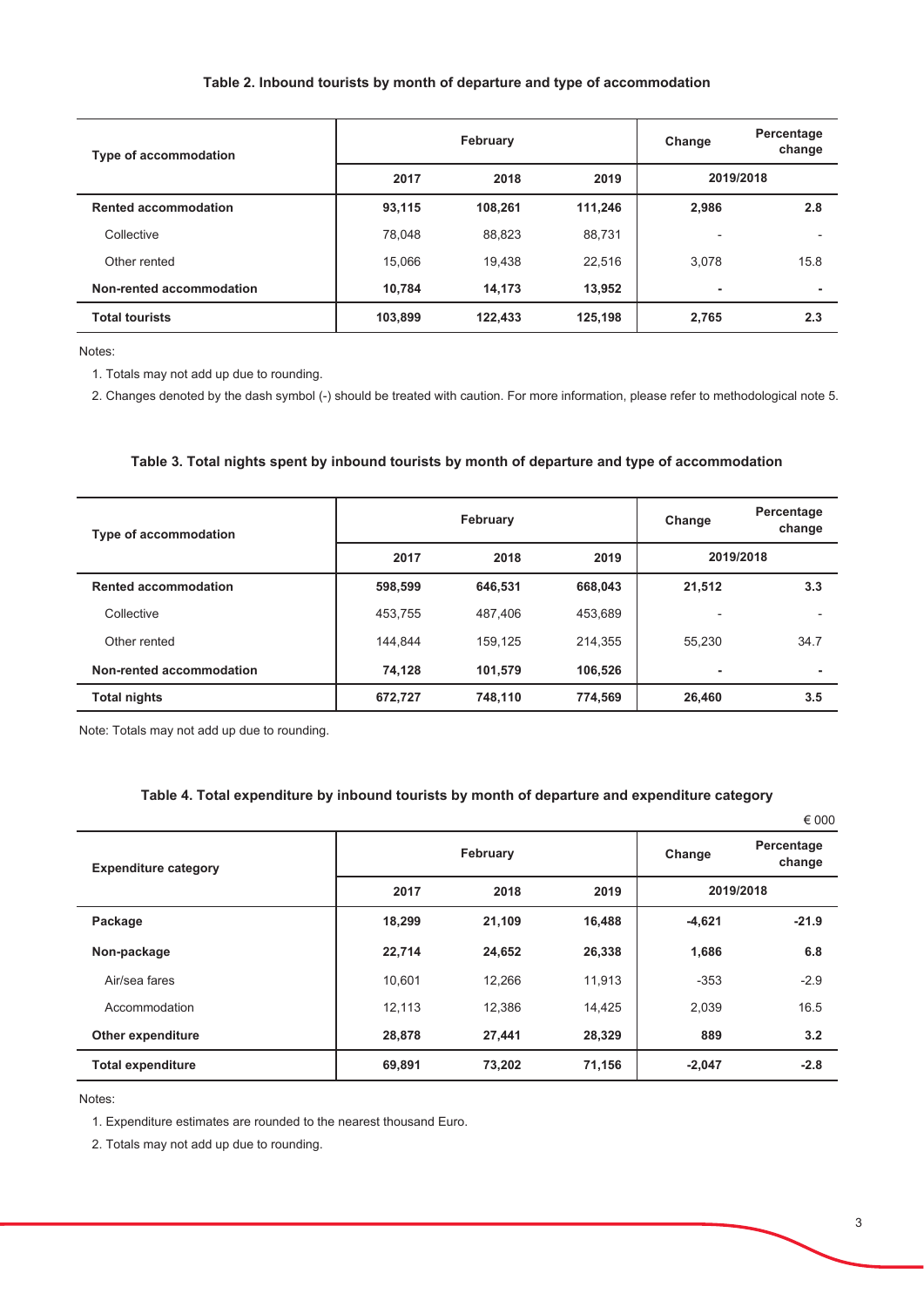### Table 2. Inbound tourists by month of departure and type of accommodation

| Type of accommodation | February | | | Change | Percentage change |
|---|---|---|---|---|---|
| | 2017 | 2018 | 2019 | 2019/2018 | |
| **Rented accommodation** | **93,115** | **108,261** | **111,246** | **2,986** | **2.8** |
| Collective | 78,048 | 88,823 | 88,731 | - | - |
| Other rented | 15,066 | 19,438 | 22,516 | 3,078 | 15.8 |
| **Non-rented accommodation** | **10,784** | **14,173** | **13,952** | **-** | **-** |
| **Total tourists** | **103,899** | **122,433** | **125,198** | **2,765** | **2.3** |

Notes:

1. Totals may not add up due to rounding.
2. Changes denoted by the dash symbol (-) should be treated with caution. For more information, please refer to methodological note 5.

### Table 3. Total nights spent by inbound tourists by month of departure and type of accommodation

| Type of accommodation | February | | | Change | Percentage change |
|---|---|---|---|---|---|
| | 2017 | 2018 | 2019 | 2019/2018 | |
| **Rented accommodation** | **598,599** | **646,531** | **668,043** | **21,512** | **3.3** |
| Collective | 453,755 | 487,406 | 453,689 | - | - |
| Other rented | 144,844 | 159,125 | 214,355 | 55,230 | 34.7 |
| **Non-rented accommodation** | **74,128** | **101,579** | **106,526** | **-** | **-** |
| **Total nights** | **672,727** | **748,110** | **774,569** | **26,460** | **3.5** |

Note: Totals may not add up due to rounding.

### Table 4. Total expenditure by inbound tourists by month of departure and expenditure category

€ 000

| Expenditure category | February | | | Change | Percentage change |
|---|---|---|---|---|---|
| | 2017 | 2018 | 2019 | 2019/2018 | |
| **Package** | **18,299** | **21,109** | **16,488** | **-4,621** | **-21.9** |
| **Non-package** | **22,714** | **24,652** | **26,338** | **1,686** | **6.8** |
| Air/sea fares | 10,601 | 12,266 | 11,913 | -353 | -2.9 |
| Accommodation | 12,113 | 12,386 | 14,425 | 2,039 | 16.5 |
| **Other expenditure** | **28,878** | **27,441** | **28,329** | **889** | **3.2** |
| **Total expenditure** | **69,891** | **73,202** | **71,156** | **-2,047** | **-2.8** |

Notes:

1. Expenditure estimates are rounded to the nearest thousand Euro.
2. Totals may not add up due to rounding.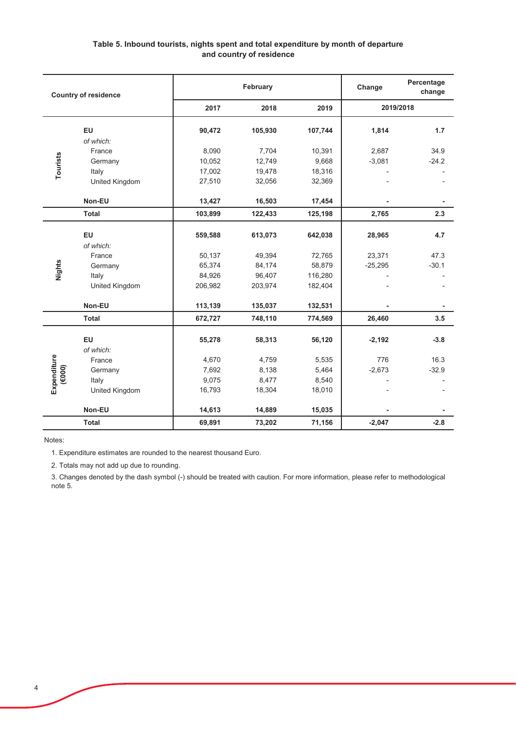**Table 5. Inbound tourists, nights spent and total expenditure by month of departure and country of residence**

| | Country of residence | February | | | Change | Percentage change |
|---|---|---|---|---|---|---|
| | | 2017 | 2018 | 2019 | 2019/2018 | |
| **Tourists** | **EU** | **90,472** | **105,930** | **107,744** | **1,814** | **1.7** |
| | *of which:* | | | | | |
| | France | 8,090 | 7,704 | 10,391 | 2,687 | 34.9 |
| | Germany | 10,052 | 12,749 | 9,668 | -3,081 | -24.2 |
| | Italy | 17,002 | 19,478 | 18,316 | - | - |
| | United Kingdom | 27,510 | 32,056 | 32,369 | - | - |
| | **Non-EU** | **13,427** | **16,503** | **17,454** | **-** | **-** |
| | **Total** | **103,899** | **122,433** | **125,198** | **2,765** | **2.3** |
| **Nights** | **EU** | **559,588** | **613,073** | **642,038** | **28,965** | **4.7** |
| | *of which:* | | | | | |
| | France | 50,137 | 49,394 | 72,765 | 23,371 | 47.3 |
| | Germany | 65,374 | 84,174 | 58,879 | -25,295 | -30.1 |
| | Italy | 84,926 | 96,407 | 116,280 | - | - |
| | United Kingdom | 206,982 | 203,974 | 182,404 | - | - |
| | **Non-EU** | **113,139** | **135,037** | **132,531** | **-** | **-** |
| | **Total** | **672,727** | **748,110** | **774,569** | **26,460** | **3.5** |
| **Expenditure (€000)** | **EU** | **55,278** | **58,313** | **56,120** | **-2,192** | **-3.8** |
| | *of which:* | | | | | |
| | France | 4,670 | 4,759 | 5,535 | 776 | 16.3 |
| | Germany | 7,692 | 8,138 | 5,464 | -2,673 | -32.9 |
| | Italy | 9,075 | 8,477 | 8,540 | - | - |
| | United Kingdom | 16,793 | 18,304 | 18,010 | - | - |
| | **Non-EU** | **14,613** | **14,889** | **15,035** | **-** | **-** |
| | **Total** | **69,891** | **73,202** | **71,156** | **-2,047** | **-2.8** |

Notes:

1. Expenditure estimates are rounded to the nearest thousand Euro.
2. Totals may not add up due to rounding.
3. Changes denoted by the dash symbol (-) should be treated with caution. For more information, please refer to methodological note 5.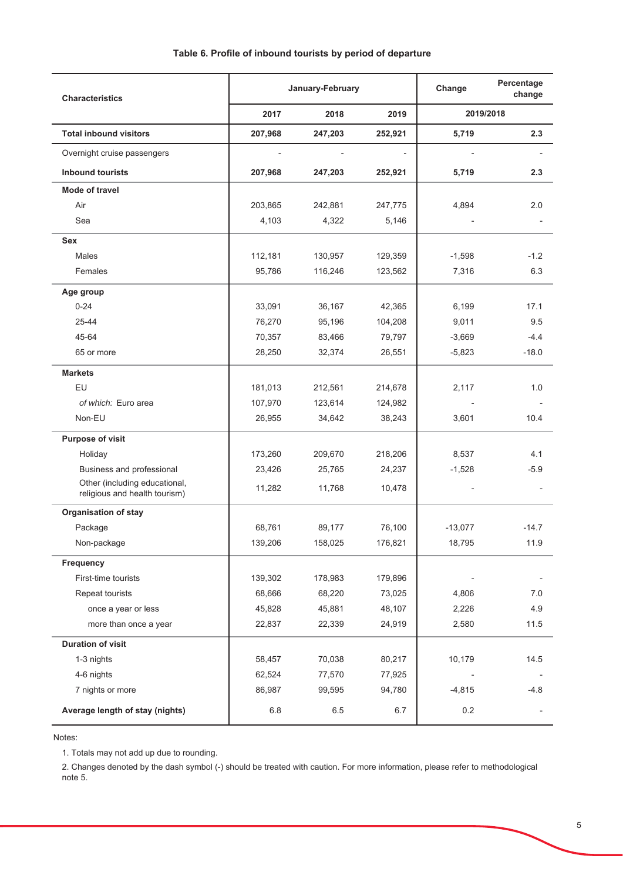**Table 6. Profile of inbound tourists by period of departure**

| Characteristics | January-February | | | Change | Percentage change |
|---|---|---|---|---|---|
| | 2017 | 2018 | 2019 | 2019/2018 | |
| **Total inbound visitors** | **207,968** | **247,203** | **252,921** | **5,719** | **2.3** |
| Overnight cruise passengers | - | - | - | - | - |
| **Inbound tourists** | **207,968** | **247,203** | **252,921** | **5,719** | **2.3** |
| **Mode of travel** | | | | | |
| Air | 203,865 | 242,881 | 247,775 | 4,894 | 2.0 |
| Sea | 4,103 | 4,322 | 5,146 | - | - |
| **Sex** | | | | | |
| Males | 112,181 | 130,957 | 129,359 | -1,598 | -1.2 |
| Females | 95,786 | 116,246 | 123,562 | 7,316 | 6.3 |
| **Age group** | | | | | |
| 0-24 | 33,091 | 36,167 | 42,365 | 6,199 | 17.1 |
| 25-44 | 76,270 | 95,196 | 104,208 | 9,011 | 9.5 |
| 45-64 | 70,357 | 83,466 | 79,797 | -3,669 | -4.4 |
| 65 or more | 28,250 | 32,374 | 26,551 | -5,823 | -18.0 |
| **Markets** | | | | | |
| EU | 181,013 | 212,561 | 214,678 | 2,117 | 1.0 |
| *of which:* Euro area | 107,970 | 123,614 | 124,982 | - | - |
| Non-EU | 26,955 | 34,642 | 38,243 | 3,601 | 10.4 |
| **Purpose of visit** | | | | | |
| Holiday | 173,260 | 209,670 | 218,206 | 8,537 | 4.1 |
| Business and professional | 23,426 | 25,765 | 24,237 | -1,528 | -5.9 |
| Other (including educational, religious and health tourism) | 11,282 | 11,768 | 10,478 | - | - |
| **Organisation of stay** | | | | | |
| Package | 68,761 | 89,177 | 76,100 | -13,077 | -14.7 |
| Non-package | 139,206 | 158,025 | 176,821 | 18,795 | 11.9 |
| **Frequency** | | | | | |
| First-time tourists | 139,302 | 178,983 | 179,896 | - | - |
| Repeat tourists | 68,666 | 68,220 | 73,025 | 4,806 | 7.0 |
| once a year or less | 45,828 | 45,881 | 48,107 | 2,226 | 4.9 |
| more than once a year | 22,837 | 22,339 | 24,919 | 2,580 | 11.5 |
| **Duration of visit** | | | | | |
| 1-3 nights | 58,457 | 70,038 | 80,217 | 10,179 | 14.5 |
| 4-6 nights | 62,524 | 77,570 | 77,925 | - | - |
| 7 nights or more | 86,987 | 99,595 | 94,780 | -4,815 | -4.8 |
| **Average length of stay (nights)** | 6.8 | 6.5 | 6.7 | 0.2 | - |

Notes:

1. Totals may not add up due to rounding.

2. Changes denoted by the dash symbol (-) should be treated with caution. For more information, please refer to methodological note 5.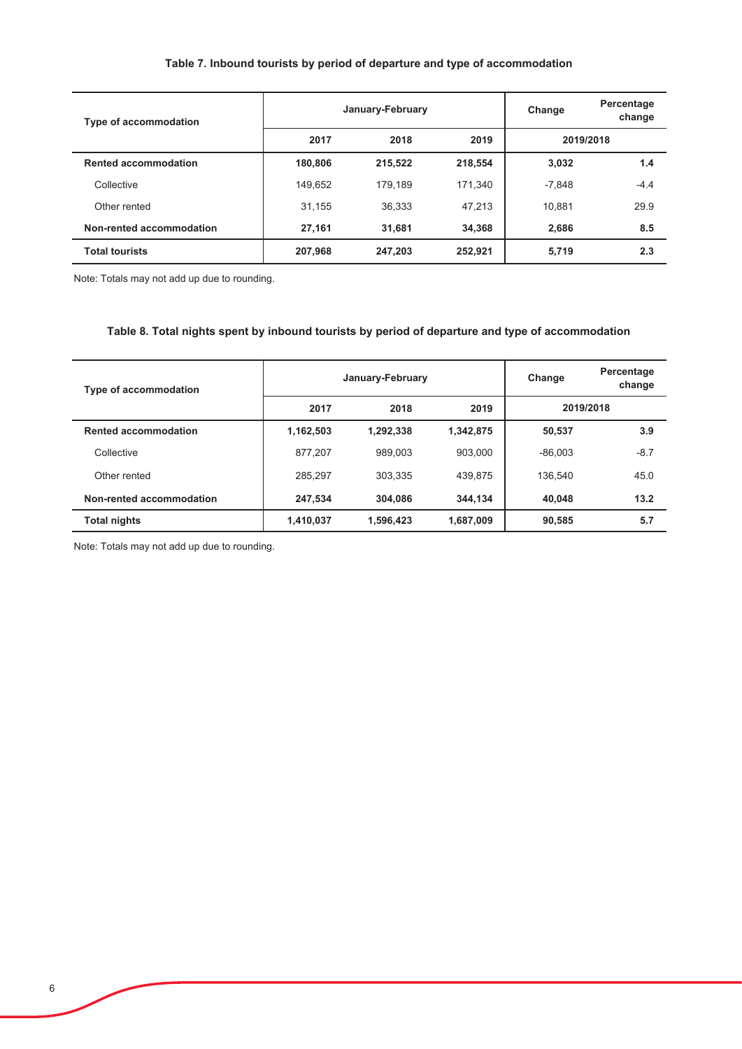### Table 7. Inbound tourists by period of departure and type of accommodation

| Type of accommodation | January-February | | | Change | Percentage change |
|---|---|---|---|---|---|
| | 2017 | 2018 | 2019 | 2019/2018 | |
| **Rented accommodation** | **180,806** | **215,522** | **218,554** | **3,032** | **1.4** |
| Collective | 149,652 | 179,189 | 171,340 | -7,848 | -4.4 |
| Other rented | 31,155 | 36,333 | 47,213 | 10,881 | 29.9 |
| **Non-rented accommodation** | **27,161** | **31,681** | **34,368** | **2,686** | **8.5** |
| **Total tourists** | **207,968** | **247,203** | **252,921** | **5,719** | **2.3** |

Note: Totals may not add up due to rounding.

### Table 8. Total nights spent by inbound tourists by period of departure and type of accommodation

| Type of accommodation | January-February | | | Change | Percentage change |
|---|---|---|---|---|---|
| | 2017 | 2018 | 2019 | 2019/2018 | |
| **Rented accommodation** | **1,162,503** | **1,292,338** | **1,342,875** | **50,537** | **3.9** |
| Collective | 877,207 | 989,003 | 903,000 | -86,003 | -8.7 |
| Other rented | 285,297 | 303,335 | 439,875 | 136,540 | 45.0 |
| **Non-rented accommodation** | **247,534** | **304,086** | **344,134** | **40,048** | **13.2** |
| **Total nights** | **1,410,037** | **1,596,423** | **1,687,009** | **90,585** | **5.7** |

Note: Totals may not add up due to rounding.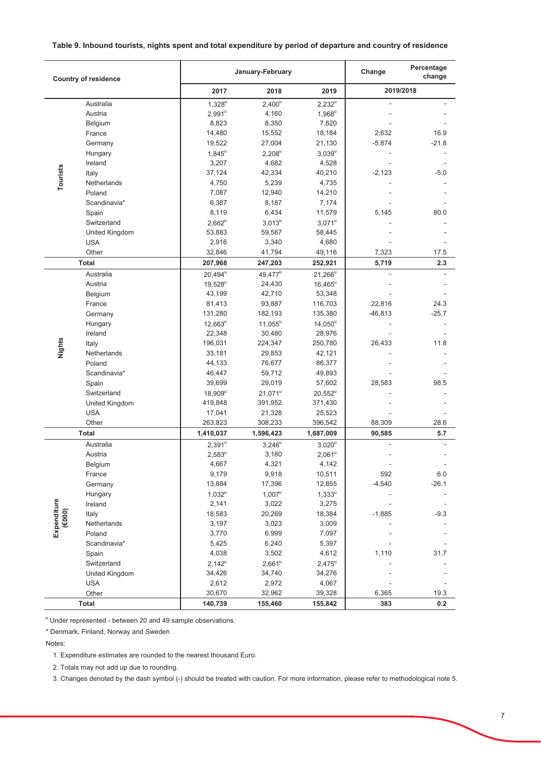**Table 9. Inbound tourists, nights spent and total expenditure by period of departure and country of residence**

| | Country of residence | January-February | | | Change | Percentage change |
|---|---|---|---|---|---|---|
| | | 2017 | 2018 | 2019 | 2019/2018 | |
| Tourists | Australia | 1,328[u] | 2,400[u] | 2,232[u] | - | - |
| | Austria | 2,991[u] | 4,160 | 1,968[u] | - | - |
| | Belgium | 8,823 | 8,350 | 7,620 | - | - |
| | France | 14,480 | 15,552 | 18,184 | 2,632 | 16.9 |
| | Germany | 19,522 | 27,004 | 21,130 | -5,874 | -21.8 |
| | Hungary | 1,845[u] | 2,208[u] | 3,039[u] | - | - |
| | Ireland | 3,207 | 4,682 | 4,528 | - | - |
| | Italy | 37,124 | 42,334 | 40,210 | -2,123 | -5.0 |
| | Netherlands | 4,750 | 5,239 | 4,735 | - | - |
| | Poland | 7,087 | 12,940 | 14,210 | - | - |
| | Scandinavia* | 6,387 | 8,187 | 7,174 | - | - |
| | Spain | 8,119 | 6,434 | 11,579 | 5,145 | 80.0 |
| | Switzerland | 2,662[u] | 3,013[u] | 3,071[u] | - | - |
| | United Kingdom | 53,883 | 59,567 | 58,445 | - | - |
| | USA | 2,916 | 3,340 | 4,680 | - | - |
| | Other | 32,846 | 41,794 | 49,116 | 7,323 | 17.5 |
| **Total** | | **207,968** | **247,203** | **252,921** | **5,719** | **2.3** |
| Nights | Australia | 20,494[u] | 49,477[u] | 21,266[u] | - | - |
| | Austria | 19,528[u] | 24,430 | 16,465[u] | - | - |
| | Belgium | 43,199 | 42,710 | 53,348 | - | - |
| | France | 81,413 | 93,887 | 116,703 | 22,816 | 24.3 |
| | Germany | 131,280 | 182,193 | 135,380 | -46,813 | -25.7 |
| | Hungary | 12,663[u] | 11,055[u] | 14,050[u] | - | - |
| | Ireland | 22,348 | 30,480 | 28,976 | - | - |
| | Italy | 196,031 | 224,347 | 250,780 | 26,433 | 11.8 |
| | Netherlands | 33,181 | 29,853 | 42,121 | - | - |
| | Poland | 44,133 | 76,677 | 86,377 | - | - |
| | Scandinavia* | 46,447 | 59,712 | 49,893 | - | - |
| | Spain | 39,699 | 29,019 | 57,602 | 28,583 | 98.5 |
| | Switzerland | 18,909[u] | 21,071[u] | 20,552[u] | - | - |
| | United Kingdom | 419,848 | 391,952 | 371,430 | - | - |
| | USA | 17,041 | 21,328 | 25,523 | - | - |
| | Other | 263,823 | 308,233 | 396,542 | 88,309 | 28.6 |
| **Total** | | **1,410,037** | **1,596,423** | **1,687,009** | **90,585** | **5.7** |
| Expenditure (€000) | Australia | 2,391[u] | 3,246[u] | 3,020[u] | - | - |
| | Austria | 2,583[u] | 3,180 | 2,061[u] | - | - |
| | Belgium | 4,667 | 4,321 | 4,142 | - | - |
| | France | 9,179 | 9,918 | 10,511 | 592 | 6.0 |
| | Germany | 13,884 | 17,396 | 12,855 | -4,540 | -26.1 |
| | Hungary | 1,032[u] | 1,007[u] | 1,333[u] | - | - |
| | Ireland | 2,141 | 3,022 | 3,275 | - | - |
| | Italy | 18,583 | 20,269 | 18,384 | -1,885 | -9.3 |
| | Netherlands | 3,197 | 3,023 | 3,009 | - | - |
| | Poland | 3,770 | 6,999 | 7,097 | - | - |
| | Scandinavia* | 5,425 | 6,240 | 5,397 | - | - |
| | Spain | 4,038 | 3,502 | 4,612 | 1,110 | 31.7 |
| | Switzerland | 2,142[u] | 2,661[u] | 2,475[u] | - | - |
| | United Kingdom | 34,426 | 34,740 | 34,276 | - | - |
| | USA | 2,612 | 2,972 | 4,067 | - | - |
| | Other | 30,670 | 32,962 | 39,328 | 6,365 | 19.3 |
| **Total** | | **140,739** | **155,460** | **155,842** | **383** | **0.2** |

[u] Under represented - between 20 and 49 sample observations.

\* Denmark, Finland, Norway and Sweden

Notes:

1. Expenditure estimates are rounded to the nearest thousand Euro.
2. Totals may not add up due to rounding.
3. Changes denoted by the dash symbol (-) should be treated with caution. For more information, please refer to methodological note 5.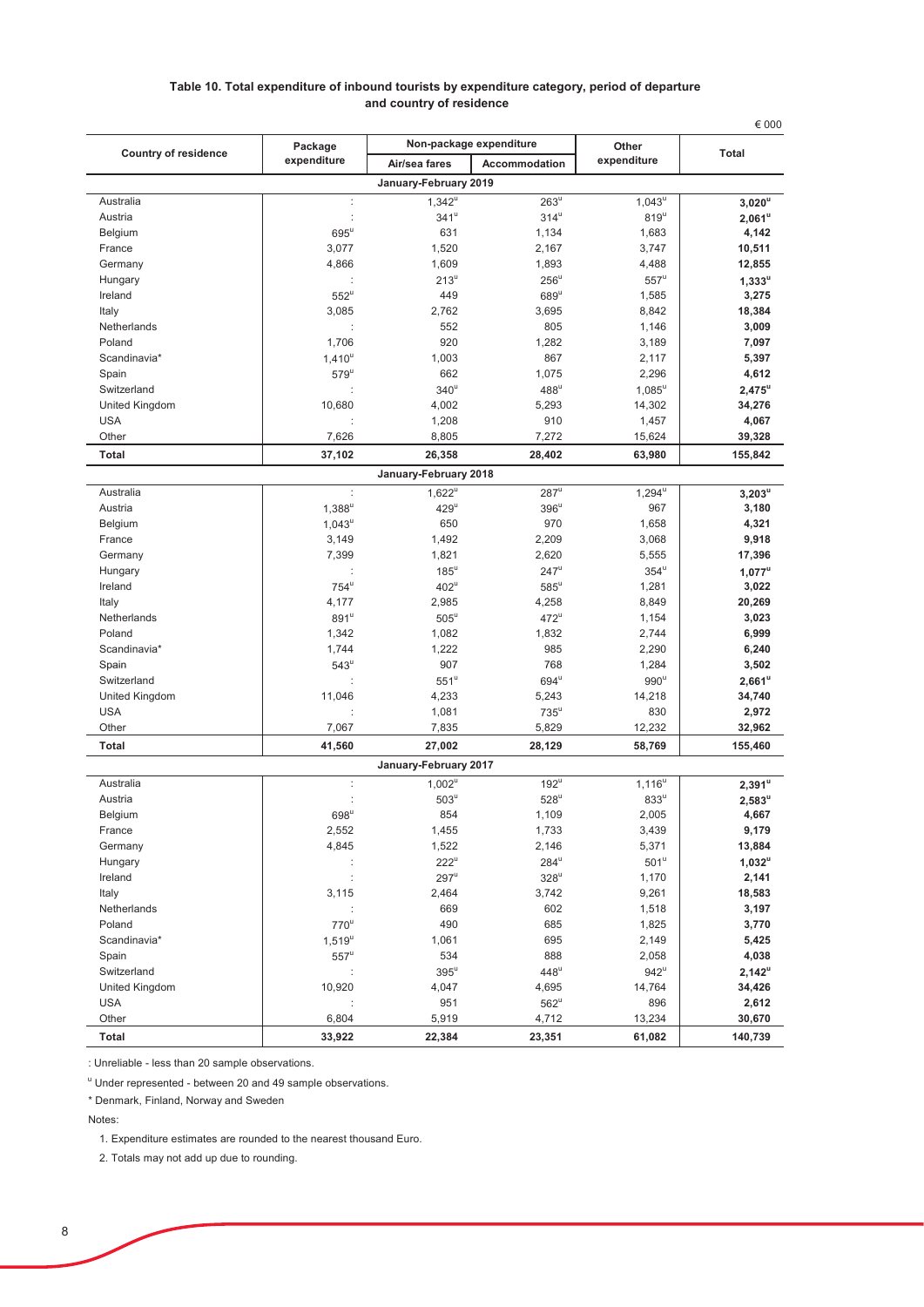**Table 10. Total expenditure of inbound tourists by expenditure category, period of departure and country of residence**

€ 000

| Country of residence | Package expenditure | Non-package expenditure | | Other expenditure | Total |
|---|---|---|---|---|---|
| | | Air/sea fares | Accommodation | | |
| **January-February 2019** | | | | | |
| Australia | : | 1,342[u] | 263[u] | 1,043[u] | **3,020[u]** |
| Austria | : | 341[u] | 314[u] | 819[u] | **2,061[u]** |
| Belgium | 695[u] | 631 | 1,134 | 1,683 | **4,142** |
| France | 3,077 | 1,520 | 2,167 | 3,747 | **10,511** |
| Germany | 4,866 | 1,609 | 1,893 | 4,488 | **12,855** |
| Hungary | : | 213[u] | 256[u] | 557[u] | **1,333[u]** |
| Ireland | 552[u] | 449 | 689[u] | 1,585 | **3,275** |
| Italy | 3,085 | 2,762 | 3,695 | 8,842 | **18,384** |
| Netherlands | : | 552 | 805 | 1,146 | **3,009** |
| Poland | 1,706 | 920 | 1,282 | 3,189 | **7,097** |
| Scandinavia* | 1,410[u] | 1,003 | 867 | 2,117 | **5,397** |
| Spain | 579[u] | 662 | 1,075 | 2,296 | **4,612** |
| Switzerland | : | 340[u] | 488[u] | 1,085[u] | **2,475[u]** |
| United Kingdom | 10,680 | 4,002 | 5,293 | 14,302 | **34,276** |
| USA | : | 1,208 | 910 | 1,457 | **4,067** |
| Other | 7,626 | 8,805 | 7,272 | 15,624 | **39,328** |
| **Total** | **37,102** | **26,358** | **28,402** | **63,980** | **155,842** |
| **January-February 2018** | | | | | |
| Australia | : | 1,622[u] | 287[u] | 1,294[u] | **3,203[u]** |
| Austria | 1,388[u] | 429[u] | 396[u] | 967 | **3,180** |
| Belgium | 1,043[u] | 650 | 970 | 1,658 | **4,321** |
| France | 3,149 | 1,492 | 2,209 | 3,068 | **9,918** |
| Germany | 7,399 | 1,821 | 2,620 | 5,555 | **17,396** |
| Hungary | : | 185[u] | 247[u] | 354[u] | **1,077[u]** |
| Ireland | 754[u] | 402[u] | 585[u] | 1,281 | **3,022** |
| Italy | 4,177 | 2,985 | 4,258 | 8,849 | **20,269** |
| Netherlands | 891[u] | 505[u] | 472[u] | 1,154 | **3,023** |
| Poland | 1,342 | 1,082 | 1,832 | 2,744 | **6,999** |
| Scandinavia* | 1,744 | 1,222 | 985 | 2,290 | **6,240** |
| Spain | 543[u] | 907 | 768 | 1,284 | **3,502** |
| Switzerland | : | 551[u] | 694[u] | 990[u] | **2,661[u]** |
| United Kingdom | 11,046 | 4,233 | 5,243 | 14,218 | **34,740** |
| USA | : | 1,081 | 735[u] | 830 | **2,972** |
| Other | 7,067 | 7,835 | 5,829 | 12,232 | **32,962** |
| **Total** | **41,560** | **27,002** | **28,129** | **58,769** | **155,460** |
| **January-February 2017** | | | | | |
| Australia | : | 1,002[u] | 192[u] | 1,116[u] | **2,391[u]** |
| Austria | : | 503[u] | 528[u] | 833[u] | **2,583[u]** |
| Belgium | 698[u] | 854 | 1,109 | 2,005 | **4,667** |
| France | 2,552 | 1,455 | 1,733 | 3,439 | **9,179** |
| Germany | 4,845 | 1,522 | 2,146 | 5,371 | **13,884** |
| Hungary | : | 222[u] | 284[u] | 501[u] | **1,032[u]** |
| Ireland | : | 297[u] | 328[u] | 1,170 | **2,141** |
| Italy | 3,115 | 2,464 | 3,742 | 9,261 | **18,583** |
| Netherlands | : | 669 | 602 | 1,518 | **3,197** |
| Poland | 770[u] | 490 | 685 | 1,825 | **3,770** |
| Scandinavia* | 1,519[u] | 1,061 | 695 | 2,149 | **5,425** |
| Spain | 557[u] | 534 | 888 | 2,058 | **4,038** |
| Switzerland | : | 395[u] | 448[u] | 942[u] | **2,142[u]** |
| United Kingdom | 10,920 | 4,047 | 4,695 | 14,764 | **34,426** |
| USA | : | 951 | 562[u] | 896 | **2,612** |
| Other | 6,804 | 5,919 | 4,712 | 13,234 | **30,670** |
| **Total** | **33,922** | **22,384** | **23,351** | **61,082** | **140,739** |

: Unreliable - less than 20 sample observations.

[u] Under represented - between 20 and 49 sample observations.

* Denmark, Finland, Norway and Sweden

Notes:

1. Expenditure estimates are rounded to the nearest thousand Euro.
2. Totals may not add up due to rounding.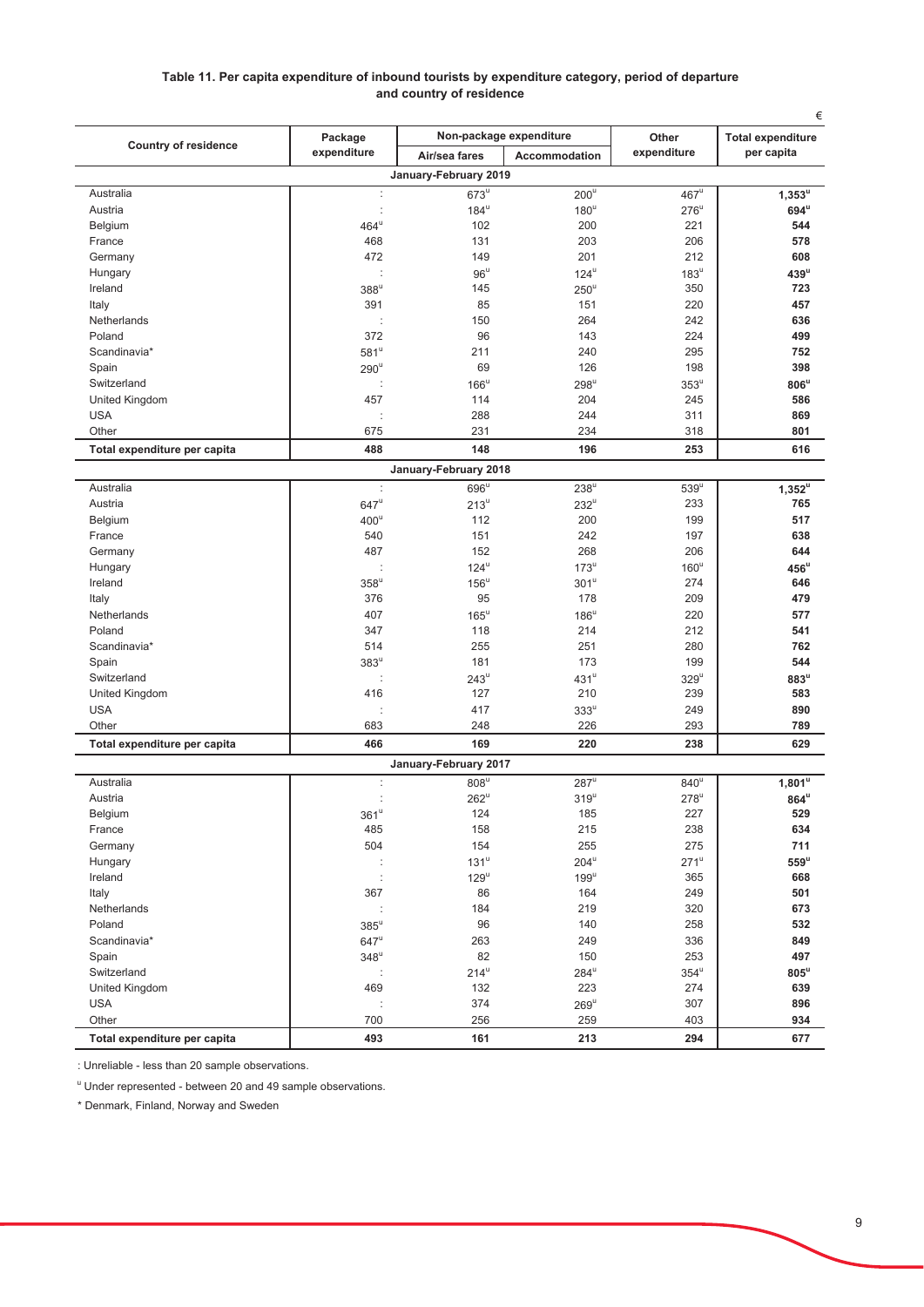**Table 11. Per capita expenditure of inbound tourists by expenditure category, period of departure and country of residence**

€

| Country of residence | Package expenditure | Non-package expenditure | | Other expenditure | Total expenditure per capita |
|---|---|---|---|---|---|
| | | Air/sea fares | Accommodation | | |
| **January-February 2019** | | | | | |
| Australia | : | 673[u] | 200[u] | 467[u] | **1,353[u]** |
| Austria | : | 184[u] | 180[u] | 276[u] | **694[u]** |
| Belgium | 464[u] | 102 | 200 | 221 | **544** |
| France | 468 | 131 | 203 | 206 | **578** |
| Germany | 472 | 149 | 201 | 212 | **608** |
| Hungary | : | 96[u] | 124[u] | 183[u] | **439[u]** |
| Ireland | 388[u] | 145 | 250[u] | 350 | **723** |
| Italy | 391 | 85 | 151 | 220 | **457** |
| Netherlands | : | 150 | 264 | 242 | **636** |
| Poland | 372 | 96 | 143 | 224 | **499** |
| Scandinavia* | 581[u] | 211 | 240 | 295 | **752** |
| Spain | 290[u] | 69 | 126 | 198 | **398** |
| Switzerland | : | 166[u] | 298[u] | 353[u] | **806[u]** |
| United Kingdom | 457 | 114 | 204 | 245 | **586** |
| USA | : | 288 | 244 | 311 | **869** |
| Other | 675 | 231 | 234 | 318 | **801** |
| **Total expenditure per capita** | **488** | **148** | **196** | **253** | **616** |
| **January-February 2018** | | | | | |
| Australia | : | 696[u] | 238[u] | 539[u] | **1,352[u]** |
| Austria | 647[u] | 213[u] | 232[u] | 233 | **765** |
| Belgium | 400[u] | 112 | 200 | 199 | **517** |
| France | 540 | 151 | 242 | 197 | **638** |
| Germany | 487 | 152 | 268 | 206 | **644** |
| Hungary | : | 124[u] | 173[u] | 160[u] | **456[u]** |
| Ireland | 358[u] | 156[u] | 301[u] | 274 | **646** |
| Italy | 376 | 95 | 178 | 209 | **479** |
| Netherlands | 407 | 165[u] | 186[u] | 220 | **577** |
| Poland | 347 | 118 | 214 | 212 | **541** |
| Scandinavia* | 514 | 255 | 251 | 280 | **762** |
| Spain | 383[u] | 181 | 173 | 199 | **544** |
| Switzerland | : | 243[u] | 431[u] | 329[u] | **883[u]** |
| United Kingdom | 416 | 127 | 210 | 239 | **583** |
| USA | : | 417 | 333[u] | 249 | **890** |
| Other | 683 | 248 | 226 | 293 | **789** |
| **Total expenditure per capita** | **466** | **169** | **220** | **238** | **629** |
| **January-February 2017** | | | | | |
| Australia | : | 808[u] | 287[u] | 840[u] | **1,801[u]** |
| Austria | : | 262[u] | 319[u] | 278[u] | **864[u]** |
| Belgium | 361[u] | 124 | 185 | 227 | **529** |
| France | 485 | 158 | 215 | 238 | **634** |
| Germany | 504 | 154 | 255 | 275 | **711** |
| Hungary | : | 131[u] | 204[u] | 271[u] | **559[u]** |
| Ireland | : | 129[u] | 199[u] | 365 | **668** |
| Italy | 367 | 86 | 164 | 249 | **501** |
| Netherlands | : | 184 | 219 | 320 | **673** |
| Poland | 385[u] | 96 | 140 | 258 | **532** |
| Scandinavia* | 647[u] | 263 | 249 | 336 | **849** |
| Spain | 348[u] | 82 | 150 | 253 | **497** |
| Switzerland | : | 214[u] | 284[u] | 354[u] | **805[u]** |
| United Kingdom | 469 | 132 | 223 | 274 | **639** |
| USA | : | 374 | 269[u] | 307 | **896** |
| Other | 700 | 256 | 259 | 403 | **934** |
| **Total expenditure per capita** | **493** | **161** | **213** | **294** | **677** |

: Unreliable - less than 20 sample observations.

[u] Under represented - between 20 and 49 sample observations.

* Denmark, Finland, Norway and Sweden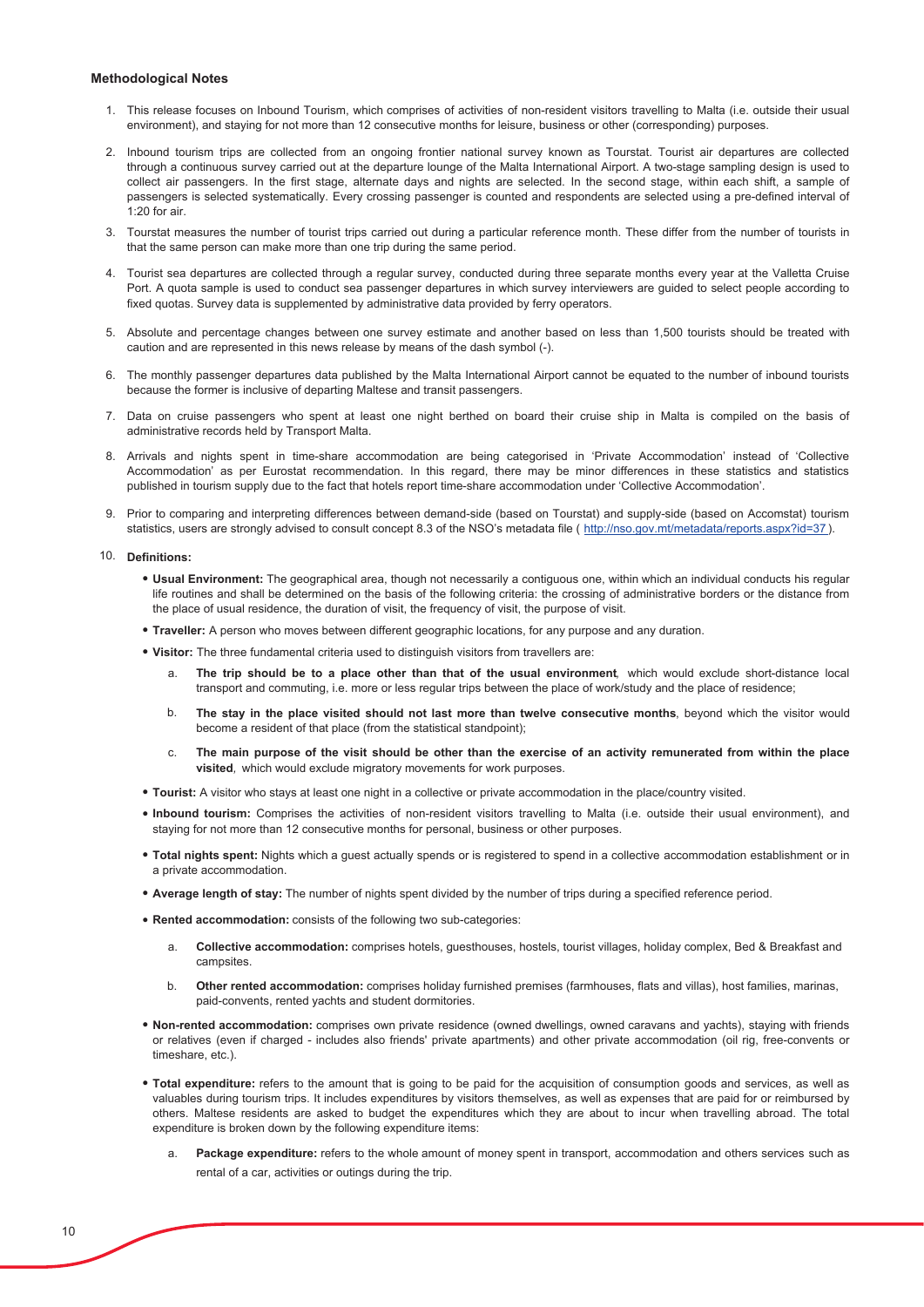## Methodological Notes

1. This release focuses on Inbound Tourism, which comprises of activities of non-resident visitors travelling to Malta (i.e. outside their usual environment), and staying for not more than 12 consecutive months for leisure, business or other (corresponding) purposes.

2. Inbound tourism trips are collected from an ongoing frontier national survey known as Tourstat. Tourist air departures are collected through a continuous survey carried out at the departure lounge of the Malta International Airport. A two-stage sampling design is used to collect air passengers. In the first stage, alternate days and nights are selected. In the second stage, within each shift, a sample of passengers is selected systematically. Every crossing passenger is counted and respondents are selected using a pre-defined interval of 1:20 for air.

3. Tourstat measures the number of tourist trips carried out during a particular reference month. These differ from the number of tourists in that the same person can make more than one trip during the same period.

4. Tourist sea departures are collected through a regular survey, conducted during three separate months every year at the Valletta Cruise Port. A quota sample is used to conduct sea passenger departures in which survey interviewers are guided to select people according to fixed quotas. Survey data is supplemented by administrative data provided by ferry operators.

5. Absolute and percentage changes between one survey estimate and another based on less than 1,500 tourists should be treated with caution and are represented in this news release by means of the dash symbol (-).

6. The monthly passenger departures data published by the Malta International Airport cannot be equated to the number of inbound tourists because the former is inclusive of departing Maltese and transit passengers.

7. Data on cruise passengers who spent at least one night berthed on board their cruise ship in Malta is compiled on the basis of administrative records held by Transport Malta.

8. Arrivals and nights spent in time-share accommodation are being categorised in 'Private Accommodation' instead of 'Collective Accommodation' as per Eurostat recommendation. In this regard, there may be minor differences in these statistics and statistics published in tourism supply due to the fact that hotels report time-share accommodation under 'Collective Accommodation'.

9. Prior to comparing and interpreting differences between demand-side (based on Tourstat) and supply-side (based on Accomstat) tourism statistics, users are strongly advised to consult concept 8.3 of the NSO's metadata file ( http://nso.gov.mt/metadata/reports.aspx?id=37 ).

10. **Definitions:**

    - **Usual Environment:** The geographical area, though not necessarily a contiguous one, within which an individual conducts his regular life routines and shall be determined on the basis of the following criteria: the crossing of administrative borders or the distance from the place of usual residence, the duration of visit, the frequency of visit, the purpose of visit.
    - **Traveller:** A person who moves between different geographic locations, for any purpose and any duration.
    - **Visitor:** The three fundamental criteria used to distinguish visitors from travellers are:
        a. **The trip should be to a place other than that of the usual environment**, which would exclude short-distance local transport and commuting, i.e. more or less regular trips between the place of work/study and the place of residence;
        b. **The stay in the place visited should not last more than twelve consecutive months**, beyond which the visitor would become a resident of that place (from the statistical standpoint);
        c. **The main purpose of the visit should be other than the exercise of an activity remunerated from within the place visited**, which would exclude migratory movements for work purposes.
    - **Tourist:** A visitor who stays at least one night in a collective or private accommodation in the place/country visited.
    - **Inbound tourism:** Comprises the activities of non-resident visitors travelling to Malta (i.e. outside their usual environment), and staying for not more than 12 consecutive months for personal, business or other purposes.
    - **Total nights spent:** Nights which a guest actually spends or is registered to spend in a collective accommodation establishment or in a private accommodation.
    - **Average length of stay:** The number of nights spent divided by the number of trips during a specified reference period.
    - **Rented accommodation:** consists of the following two sub-categories:
        a. **Collective accommodation:** comprises hotels, guesthouses, hostels, tourist villages, holiday complex, Bed & Breakfast and campsites.
        b. **Other rented accommodation:** comprises holiday furnished premises (farmhouses, flats and villas), host families, marinas, paid-convents, rented yachts and student dormitories.
    - **Non-rented accommodation:** comprises own private residence (owned dwellings, owned caravans and yachts), staying with friends or relatives (even if charged - includes also friends' private apartments) and other private accommodation (oil rig, free-convents or timeshare, etc.).
    - **Total expenditure:** refers to the amount that is going to be paid for the acquisition of consumption goods and services, as well as valuables during tourism trips. It includes expenditures by visitors themselves, as well as expenses that are paid for or reimbursed by others. Maltese residents are asked to budget the expenditures which they are about to incur when travelling abroad. The total expenditure is broken down by the following expenditure items:
        a. **Package expenditure:** refers to the whole amount of money spent in transport, accommodation and others services such as rental of a car, activities or outings during the trip.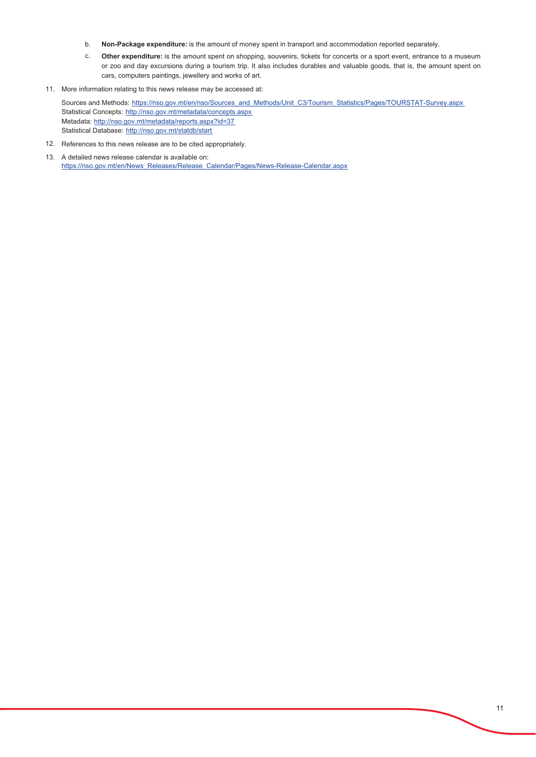b. **Non-Package expenditure:** is the amount of money spent in transport and accommodation reported separately.

c. **Other expenditure:** is the amount spent on shopping, souvenirs, tickets for concerts or a sport event, entrance to a museum or zoo and day excursions during a tourism trip. It also includes durables and valuable goods, that is, the amount spent on cars, computers paintings, jewellery and works of art.

11. More information relating to this news release may be accessed at:

    Sources and Methods: https://nso.gov.mt/en/nso/Sources_and_Methods/Unit_C3/Tourism_Statistics/Pages/TOURSTAT-Survey.aspx
    Statistical Concepts: http://nso.gov.mt/metadata/concepts.aspx
    Metadata: http://nso.gov.mt/metadata/reports.aspx?id=37
    Statistical Database: http://nso.gov.mt/statdb/start

12. References to this news release are to be cited appropriately.

13. A detailed news release calendar is available on:
    https://nso.gov.mt/en/News_Releases/Release_Calendar/Pages/News-Release-Calendar.aspx